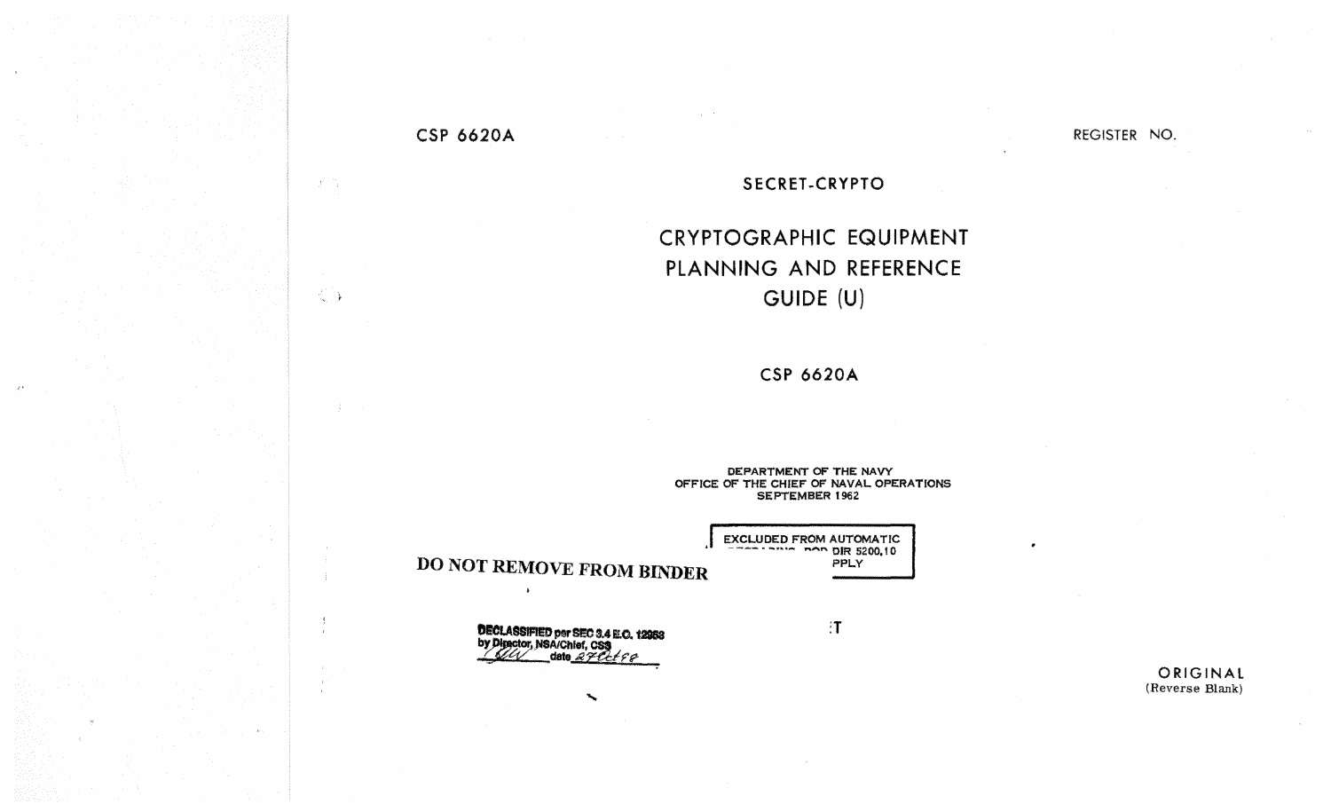CSP 6620A

REGISTER NO.

SECRET-CRYPTO

# CRYPTOGRAPHIC EQUIPMENT PLANNING AND REFERENCE GUIDE (U)

CSP 6620A

DEPARTMENT OF THE NAVY
OFFICE OF THE CHIEF OF NAVAL OPERATIONS
SEPTEMBER 1962

EXCLUDED FROM AUTOMATIC ... DIR 5200.10 ... PPLY

**DO NOT REMOVE FROM BINDER**

DECLASSIFIED per SEC 3.4 E.O. 12958
by Director, NSA/Chief, CSS
date 27Oct98

:T

ORIGINAL
(Reverse Blank)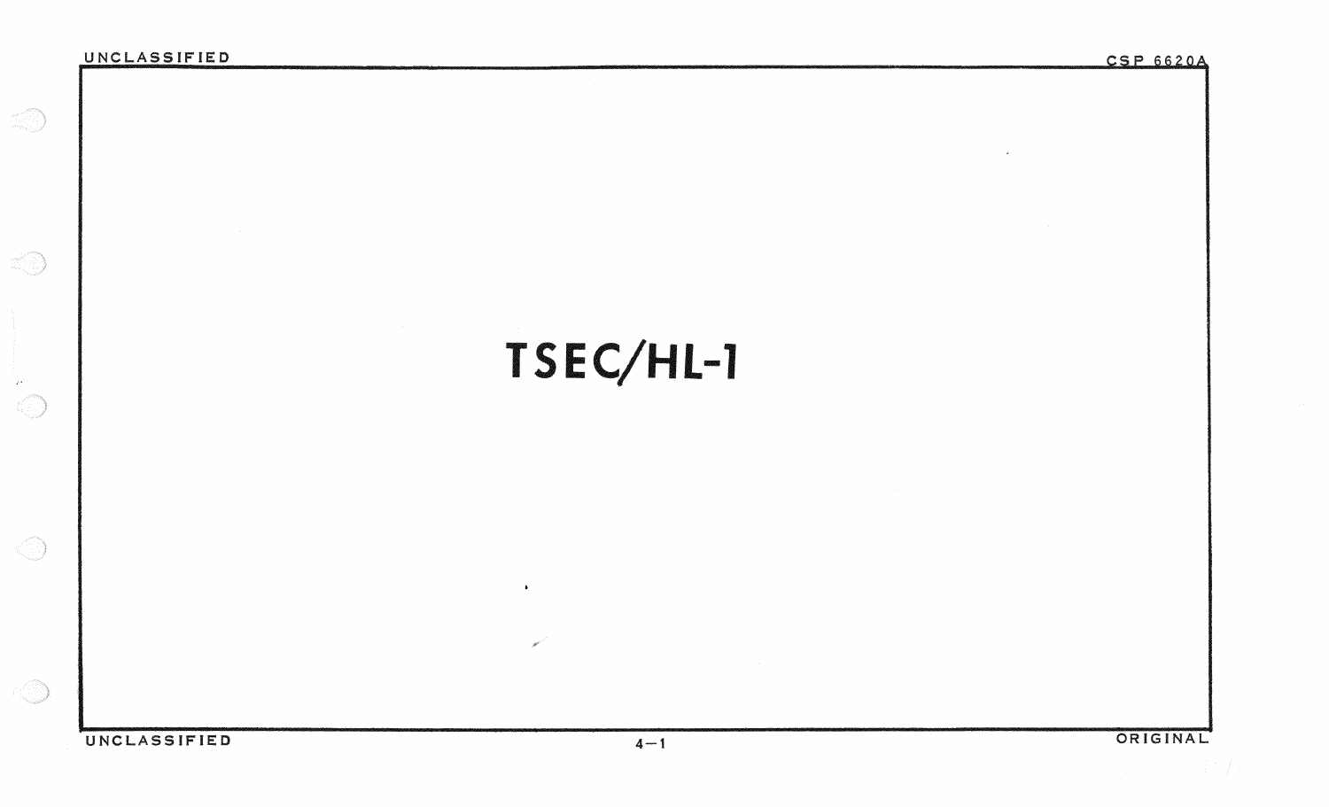# TSEC/HL-1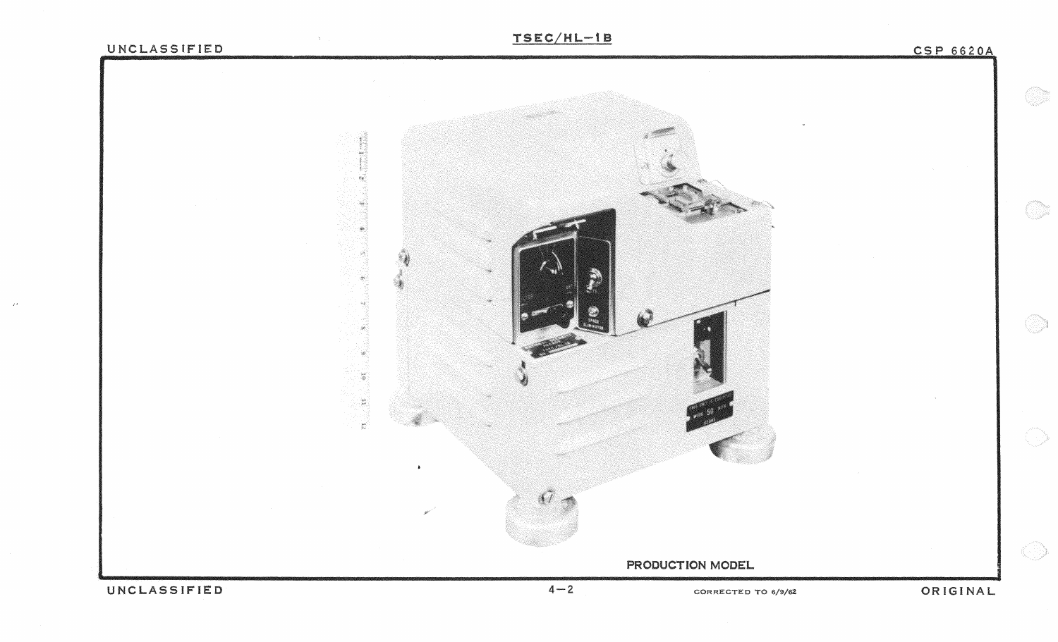PRODUCTION MODEL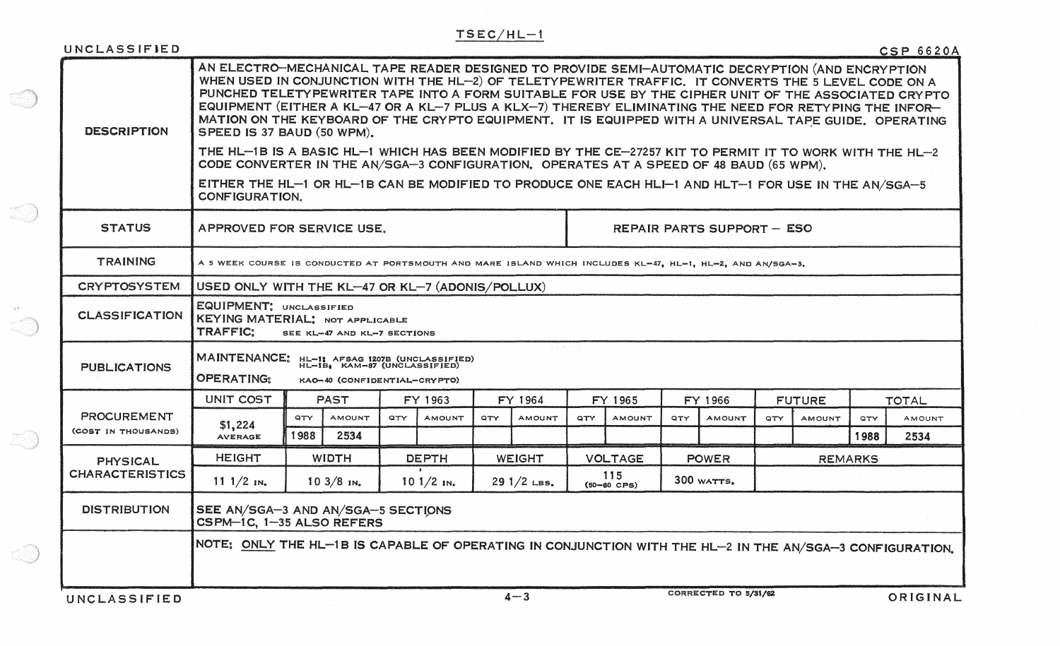UNCLASSIFIED

# TSEC/HL-1

CSP 6620A

| | |
|---|---|
| **DESCRIPTION** | AN ELECTRO-MECHANICAL TAPE READER DESIGNED TO PROVIDE SEMI-AUTOMATIC DECRYPTION (AND ENCRYPTION WHEN USED IN CONJUNCTION WITH THE HL-2) OF TELETYPEWRITER TRAFFIC. IT CONVERTS THE 5 LEVEL CODE ON A PUNCHED TELETYPEWRITER TAPE INTO A FORM SUITABLE FOR USE BY THE CIPHER UNIT OF THE ASSOCIATED CRYPTO EQUIPMENT (EITHER A KL-47 OR A KL-7 PLUS A KLX-7) THEREBY ELIMINATING THE NEED FOR RETYPING THE INFORMATION ON THE KEYBOARD OF THE CRYPTO EQUIPMENT. IT IS EQUIPPED WITH A UNIVERSAL TAPE GUIDE. OPERATING SPEED IS 37 BAUD (50 WPM).<br><br>THE HL-1B IS A BASIC HL-1 WHICH HAS BEEN MODIFIED BY THE CE-27257 KIT TO PERMIT IT TO WORK WITH THE HL-2 CODE CONVERTER IN THE AN/SGA-3 CONFIGURATION. OPERATES AT A SPEED OF 48 BAUD (65 WPM).<br><br>EITHER THE HL-1 OR HL-1B CAN BE MODIFIED TO PRODUCE ONE EACH HLI-1 AND HLT-1 FOR USE IN THE AN/SGA-5 CONFIGURATION. |
| **STATUS** | APPROVED FOR SERVICE USE. — REPAIR PARTS SUPPORT – ESO |
| **TRAINING** | A 5 WEEK COURSE IS CONDUCTED AT PORTSMOUTH AND MARE ISLAND WHICH INCLUDES KL-47, HL-1, HL-2, AND AN/SGA-3. |
| **CRYPTOSYSTEM** | USED ONLY WITH THE KL-47 OR KL-7 (ADONIS/POLLUX) |
| **CLASSIFICATION** | EQUIPMENT: UNCLASSIFIED<br>KEYING MATERIAL: NOT APPLICABLE<br>TRAFFIC: SEE KL-47 AND KL-7 SECTIONS |
| **PUBLICATIONS** | MAINTENANCE: HL-1: AFSAG 1207B (UNCLASSIFIED)<br>HL-1B: KAM-87 (UNCLASSIFIED)<br>OPERATING: KAO-40 (CONFIDENTIAL-CRYPTO) |

**PROCUREMENT** (COST IN THOUSANDS)

| UNIT COST | PAST QTY | PAST AMOUNT | FY 1963 QTY | FY 1963 AMOUNT | FY 1964 QTY | FY 1964 AMOUNT | FY 1965 QTY | FY 1965 AMOUNT | FY 1966 QTY | FY 1966 AMOUNT | FUTURE QTY | FUTURE AMOUNT | TOTAL QTY | TOTAL AMOUNT |
|---|---|---|---|---|---|---|---|---|---|---|---|---|---|---|
| $1,224 AVERAGE | 1988 | 2534 | | | | | | | | | | | 1988 | 2534 |

**PHYSICAL CHARACTERISTICS**

| HEIGHT | WIDTH | DEPTH | WEIGHT | VOLTAGE | POWER | REMARKS |
|---|---|---|---|---|---|---|
| 11 1/2 IN. | 10 3/8 IN. | 10 1/2 IN. | 29 1/2 LBS. | 115 (50-60 CPS) | 300 WATTS. | |

| | |
|---|---|
| **DISTRIBUTION** | SEE AN/SGA-3 AND AN/SGA-5 SECTIONS<br>CSPM-1C, 1-35 ALSO REFERS |
| | NOTE: ONLY THE HL-1B IS CAPABLE OF OPERATING IN CONJUNCTION WITH THE HL-2 IN THE AN/SGA-3 CONFIGURATION. |

UNCLASSIFIED — CORRECTED TO 5/31/62 — ORIGINAL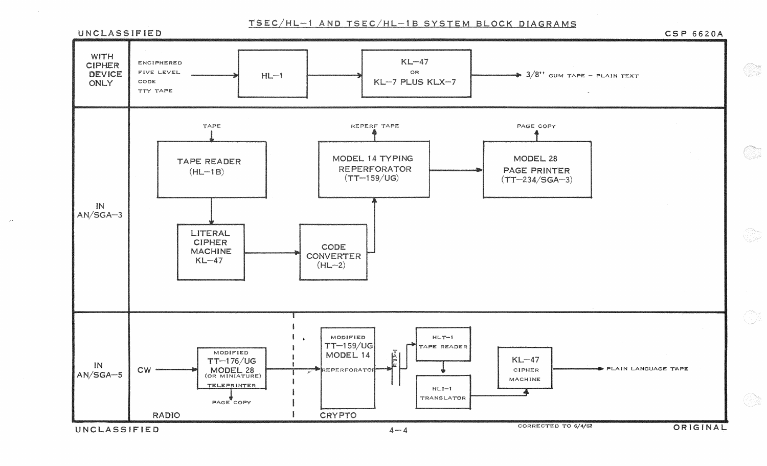# TSEC/HL-1 AND TSEC/HL-1B SYSTEM BLOCK DIAGRAMS

**WITH CIPHER DEVICE ONLY**

ENCIPHERED FIVE LEVEL CODE TTY TAPE → HL-1 → KL-47 OR KL-7 PLUS KLX-7 → 3/8" GUM TAPE - PLAIN TEXT

**IN AN/SGA-3**

TAPE → TAPE READER (HL-1B) → LITERAL CIPHER MACHINE KL-47 → CODE CONVERTER (HL-2) → MODEL 14 TYPING REPERFORATOR (TT-159/UG) → MODEL 28 PAGE PRINTER (TT-234/SGA-3)

MODEL 14 TYPING REPERFORATOR (TT-159/UG) → REPERF TAPE

MODEL 28 PAGE PRINTER (TT-234/SGA-3) → PAGE COPY

**IN AN/SGA-5**

RADIO:

CW → MODIFIED TT-176/UG MODEL 28 (OR MINIATURE) TELEPRINTER → PAGE COPY

CRYPTO:

MODIFIED TT-176/UG MODEL 28 (OR MINIATURE) TELEPRINTER → MODIFIED TT-159/UG MODEL 14 REPERFORATOR → TAPE → HLT-1 TAPE READER → HLI-1 TRANSLATOR → KL-47 CIPHER MACHINE → PLAIN LANGUAGE TAPE

CORRECTED TO 6/4/62